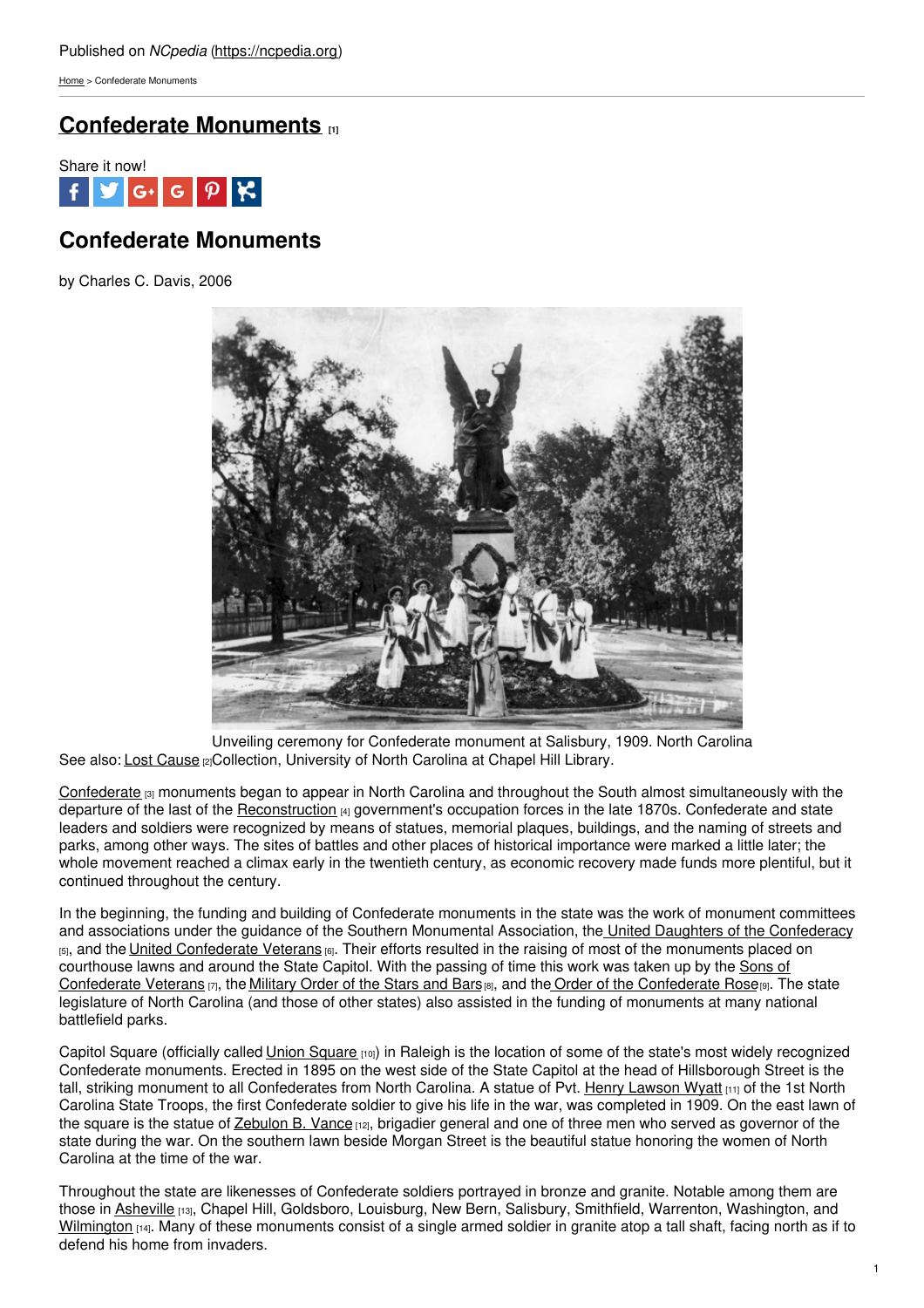Published on *NCpedia* (https://ncpedia.org)

Home > Confederate Monuments

# Confederate Monuments [1]

Share it now!

## Confederate Monuments

by Charles C. Davis, 2006

Unveiling ceremony for Confederate monument at Salisbury, 1909. North Carolina Collection, University of North Carolina at Chapel Hill Library.

See also: Lost Cause [2]

Confederate [3] monuments began to appear in North Carolina and throughout the South almost simultaneously with the departure of the last of the Reconstruction [4] government's occupation forces in the late 1870s. Confederate and state leaders and soldiers were recognized by means of statues, memorial plaques, buildings, and the naming of streets and parks, among other ways. The sites of battles and other places of historical importance were marked a little later; the whole movement reached a climax early in the twentieth century, as economic recovery made funds more plentiful, but it continued throughout the century.

In the beginning, the funding and building of Confederate monuments in the state was the work of monument committees and associations under the guidance of the Southern Monumental Association, the United Daughters of the Confederacy [5], and the United Confederate Veterans [6]. Their efforts resulted in the raising of most of the monuments placed on courthouse lawns and around the State Capitol. With the passing of time this work was taken up by the Sons of Confederate Veterans [7], the Military Order of the Stars and Bars [8], and the Order of the Confederate Rose [9]. The state legislature of North Carolina (and those of other states) also assisted in the funding of monuments at many national battlefield parks.

Capitol Square (officially called Union Square [10]) in Raleigh is the location of some of the state's most widely recognized Confederate monuments. Erected in 1895 on the west side of the State Capitol at the head of Hillsborough Street is the tall, striking monument to all Confederates from North Carolina. A statue of Pvt. Henry Lawson Wyatt [11] of the 1st North Carolina State Troops, the first Confederate soldier to give his life in the war, was completed in 1909. On the east lawn of the square is the statue of Zebulon B. Vance [12], brigadier general and one of three men who served as governor of the state during the war. On the southern lawn beside Morgan Street is the beautiful statue honoring the women of North Carolina at the time of the war.

Throughout the state are likenesses of Confederate soldiers portrayed in bronze and granite. Notable among them are those in Asheville [13], Chapel Hill, Goldsboro, Louisburg, New Bern, Salisbury, Smithfield, Warrenton, Washington, and Wilmington [14]. Many of these monuments consist of a single armed soldier in granite atop a tall shaft, facing north as if to defend his home from invaders.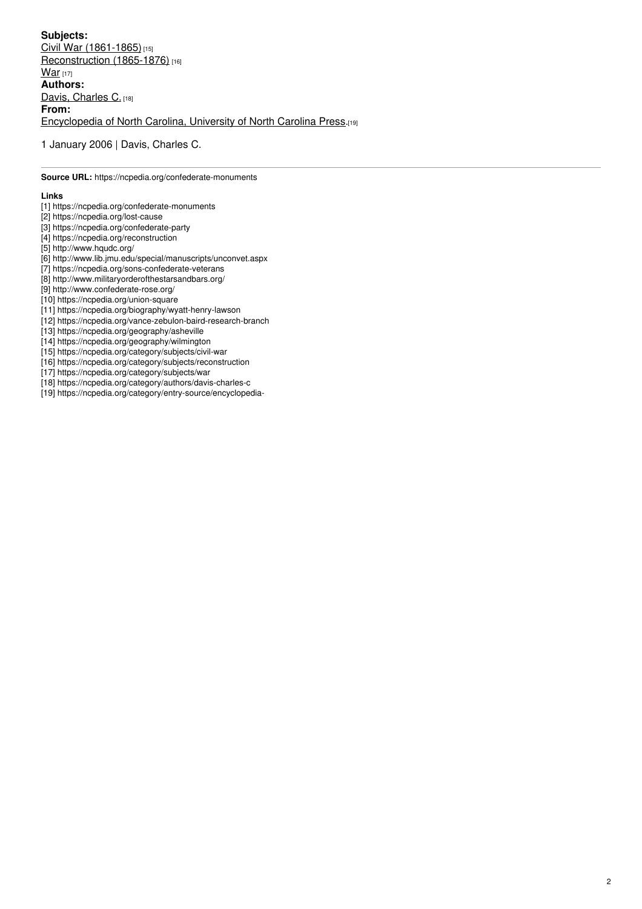**Subjects:**
Civil War (1861-1865) [15]
Reconstruction (1865-1876) [16]
War [17]
**Authors:**
Davis, Charles C. [18]
**From:**
Encyclopedia of North Carolina, University of North Carolina Press.[19]

1 January 2006 | Davis, Charles C.

---

**Source URL:** https://ncpedia.org/confederate-monuments

**Links**

[1] https://ncpedia.org/confederate-monuments
[2] https://ncpedia.org/lost-cause
[3] https://ncpedia.org/confederate-party
[4] https://ncpedia.org/reconstruction
[5] http://www.hqudc.org/
[6] http://www.lib.jmu.edu/special/manuscripts/unconvet.aspx
[7] https://ncpedia.org/sons-confederate-veterans
[8] http://www.militaryorderofthestarsandbars.org/
[9] http://www.confederate-rose.org/
[10] https://ncpedia.org/union-square
[11] https://ncpedia.org/biography/wyatt-henry-lawson
[12] https://ncpedia.org/vance-zebulon-baird-research-branch
[13] https://ncpedia.org/geography/asheville
[14] https://ncpedia.org/geography/wilmington
[15] https://ncpedia.org/category/subjects/civil-war
[16] https://ncpedia.org/category/subjects/reconstruction
[17] https://ncpedia.org/category/subjects/war
[18] https://ncpedia.org/category/authors/davis-charles-c
[19] https://ncpedia.org/category/entry-source/encyclopedia-